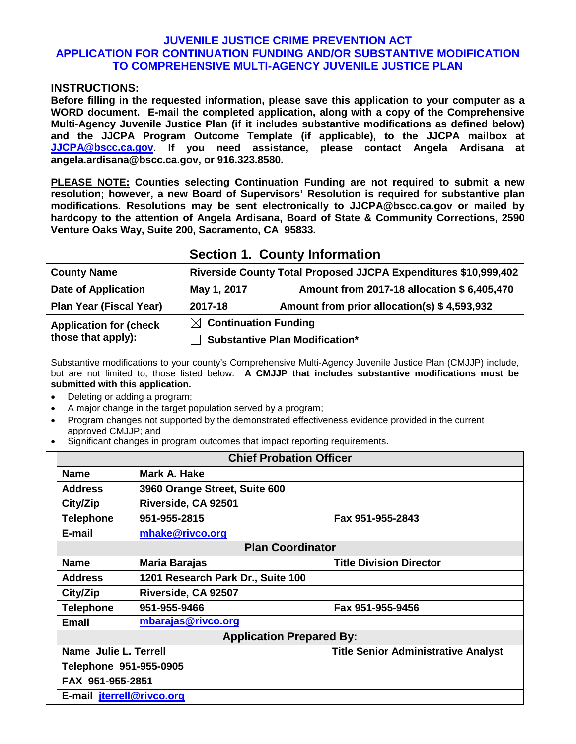# JUVENILE JUSTICE CRIME PREVENTION ACT
# APPLICATION FOR CONTINUATION FUNDING AND/OR SUBSTANTIVE MODIFICATION TO COMPREHENSIVE MULTI-AGENCY JUVENILE JUSTICE PLAN

## INSTRUCTIONS:

**Before filling in the requested information, please save this application to your computer as a WORD document. E-mail the completed application, along with a copy of the Comprehensive Multi-Agency Juvenile Justice Plan (if it includes substantive modifications as defined below) and the JJCPA Program Outcome Template (if applicable), to the JJCPA mailbox at [JJCPA@bscc.ca.gov](mailto:JJCPA@bscc.ca.gov). If you need assistance, please contact Angela Ardisana at angela.ardisana@bscc.ca.gov, or 916.323.8580.**

**PLEASE NOTE: Counties selecting Continuation Funding are not required to submit a new resolution; however, a new Board of Supervisors' Resolution is required for substantive plan modifications. Resolutions may be sent electronically to JJCPA@bscc.ca.gov or mailed by hardcopy to the attention of Angela Ardisana, Board of State & Community Corrections, 2590 Venture Oaks Way, Suite 200, Sacramento, CA 95833.**

| Section 1. County Information | | |
|---|---|---|
| **County Name** | **Riverside County** | **Total Proposed JJCPA Expenditures $10,999,402** |
| **Date of Application** | **May 1, 2017** | **Amount from 2017-18 allocation $ 6,405,470** |
| **Plan Year (Fiscal Year)** | **2017-18** | **Amount from prior allocation(s) $ 4,593,932** |
| **Application for (check those that apply):** | ☒ **Continuation Funding** ☐ **Substantive Plan Modification*** | |

Substantive modifications to your county's Comprehensive Multi-Agency Juvenile Justice Plan (CMJJP) include, but are not limited to, those listed below. **A CMJJP that includes substantive modifications must be submitted with this application.**

- Deleting or adding a program;
- A major change in the target population served by a program;
- Program changes not supported by the demonstrated effectiveness evidence provided in the current approved CMJJP; and
- Significant changes in program outcomes that impact reporting requirements.

| Chief Probation Officer | | |
|---|---|---|
| **Name** | **Mark A. Hake** | |
| **Address** | **3960 Orange Street, Suite 600** | |
| **City/Zip** | **Riverside, CA 92501** | |
| **Telephone** | **951-955-2815** | **Fax 951-955-2843** |
| **E-mail** | **[mhake@rivco.org](mailto:mhake@rivco.org)** | |
| **Plan Coordinator** | | |
| **Name** | **Maria Barajas** | **Title Division Director** |
| **Address** | **1201 Research Park Dr., Suite 100** | |
| **City/Zip** | **Riverside, CA 92507** | |
| **Telephone** | **951-955-9466** | **Fax 951-955-9456** |
| **Email** | **[mbarajas@rivco.org](mailto:mbarajas@rivco.org)** | |
| **Application Prepared By:** | | |
| **Name Julie L. Terrell** | | **Title Senior Administrative Analyst** |
| **Telephone 951-955-0905** | | |
| **FAX 951-955-2851** | | |
| **E-mail [jterrell@rivco.org](mailto:jterrell@rivco.org)** | | |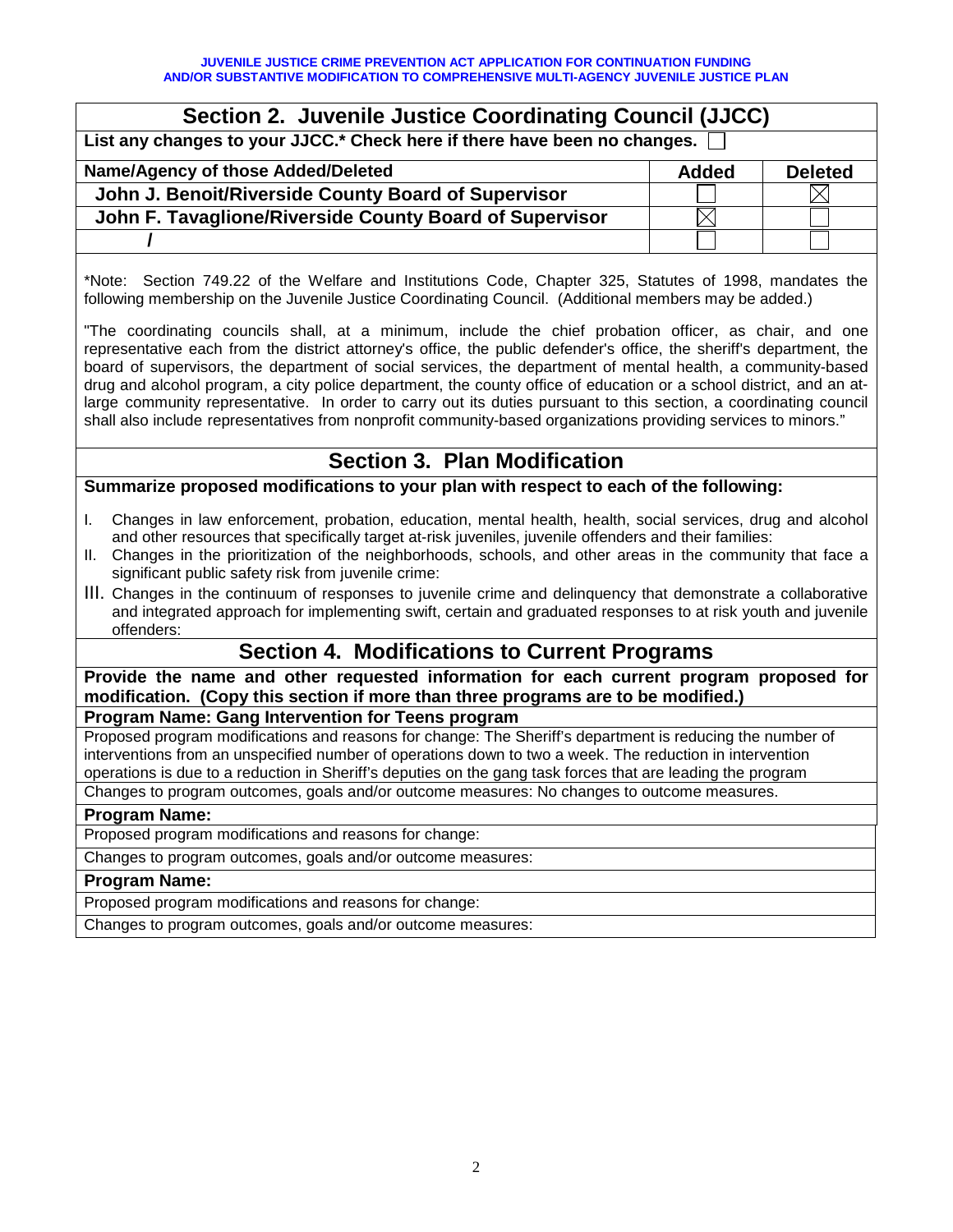## Section 2. Juvenile Justice Coordinating Council (JJCC)

**List any changes to your JJCC.* Check here if there have been no changes.** ☐

| Name/Agency of those Added/Deleted | Added | Deleted |
|---|---|---|
| John J. Benoit/Riverside County Board of Supervisor | ☐ | ☒ |
| John F. Tavaglione/Riverside County Board of Supervisor | ☒ | ☐ |
| / | ☐ | ☐ |

*Note: Section 749.22 of the Welfare and Institutions Code, Chapter 325, Statutes of 1998, mandates the following membership on the Juvenile Justice Coordinating Council. (Additional members may be added.)

"The coordinating councils shall, at a minimum, include the chief probation officer, as chair, and one representative each from the district attorney's office, the public defender's office, the sheriff's department, the board of supervisors, the department of social services, the department of mental health, a community-based drug and alcohol program, a city police department, the county office of education or a school district, and an at-large community representative. In order to carry out its duties pursuant to this section, a coordinating council shall also include representatives from nonprofit community-based organizations providing services to minors."

## Section 3. Plan Modification

**Summarize proposed modifications to your plan with respect to each of the following:**

I. Changes in law enforcement, probation, education, mental health, health, social services, drug and alcohol and other resources that specifically target at-risk juveniles, juvenile offenders and their families:

II. Changes in the prioritization of the neighborhoods, schools, and other areas in the community that face a significant public safety risk from juvenile crime:

III. Changes in the continuum of responses to juvenile crime and delinquency that demonstrate a collaborative and integrated approach for implementing swift, certain and graduated responses to at risk youth and juvenile offenders:

## Section 4. Modifications to Current Programs

**Provide the name and other requested information for each current program proposed for modification. (Copy this section if more than three programs are to be modified.)**

**Program Name: Gang Intervention for Teens program**

Proposed program modifications and reasons for change: The Sheriff's department is reducing the number of interventions from an unspecified number of operations down to two a week. The reduction in intervention operations is due to a reduction in Sheriff's deputies on the gang task forces that are leading the program

Changes to program outcomes, goals and/or outcome measures: No changes to outcome measures.

**Program Name:**

Proposed program modifications and reasons for change:

Changes to program outcomes, goals and/or outcome measures:

**Program Name:**

Proposed program modifications and reasons for change:

Changes to program outcomes, goals and/or outcome measures: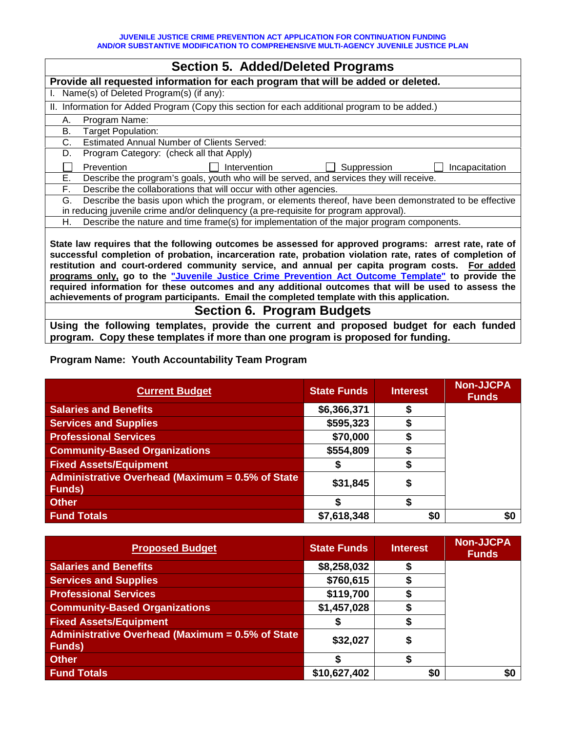**JUVENILE JUSTICE CRIME PREVENTION ACT APPLICATION FOR CONTINUATION FUNDING AND/OR SUBSTANTIVE MODIFICATION TO COMPREHENSIVE MULTI-AGENCY JUVENILE JUSTICE PLAN**

## Section 5. Added/Deleted Programs

**Provide all requested information for each program that will be added or deleted.**

I. Name(s) of Deleted Program(s) (if any):

II. Information for Added Program (Copy this section for each additional program to be added.)

A. Program Name:

B. Target Population:

C. Estimated Annual Number of Clients Served:

D. Program Category: (check all that Apply)

☐ Prevention ☐ Intervention ☐ Suppression ☐ Incapacitation

E. Describe the program's goals, youth who will be served, and services they will receive.

F. Describe the collaborations that will occur with other agencies.

G. Describe the basis upon which the program, or elements thereof, have been demonstrated to be effective in reducing juvenile crime and/or delinquency (a pre-requisite for program approval).

H. Describe the nature and time frame(s) for implementation of the major program components.

**State law requires that the following outcomes be assessed for approved programs: arrest rate, rate of successful completion of probation, incarceration rate, probation violation rate, rates of completion of restitution and court-ordered community service, and annual per capita program costs. <u>For added programs only,</u> go to the "Juvenile Justice Crime Prevention Act Outcome Template" to provide the required information for these outcomes and any additional outcomes that will be used to assess the achievements of program participants. Email the completed template with this application.**

## Section 6. Program Budgets

**Using the following templates, provide the current and proposed budget for each funded program. Copy these templates if more than one program is proposed for funding.**

**Program Name: Youth Accountability Team Program**

| Current Budget | State Funds | Interest | Non-JJCPA Funds |
|---|---|---|---|
| Salaries and Benefits | $6,366,371 | $ | |
| Services and Supplies | $595,323 | $ | |
| Professional Services | $70,000 | $ | |
| Community-Based Organizations | $554,809 | $ | |
| Fixed Assets/Equipment | $ | $ | |
| Administrative Overhead (Maximum = 0.5% of State Funds) | $31,845 | $ | |
| Other | $ | $ | |
| Fund Totals | $7,618,348 | $0 | $0 |

| Proposed Budget | State Funds | Interest | Non-JJCPA Funds |
|---|---|---|---|
| Salaries and Benefits | $8,258,032 | $ | |
| Services and Supplies | $760,615 | $ | |
| Professional Services | $119,700 | $ | |
| Community-Based Organizations | $1,457,028 | $ | |
| Fixed Assets/Equipment | $ | $ | |
| Administrative Overhead (Maximum = 0.5% of State Funds) | $32,027 | $ | |
| Other | $ | $ | |
| Fund Totals | $10,627,402 | $0 | $0 |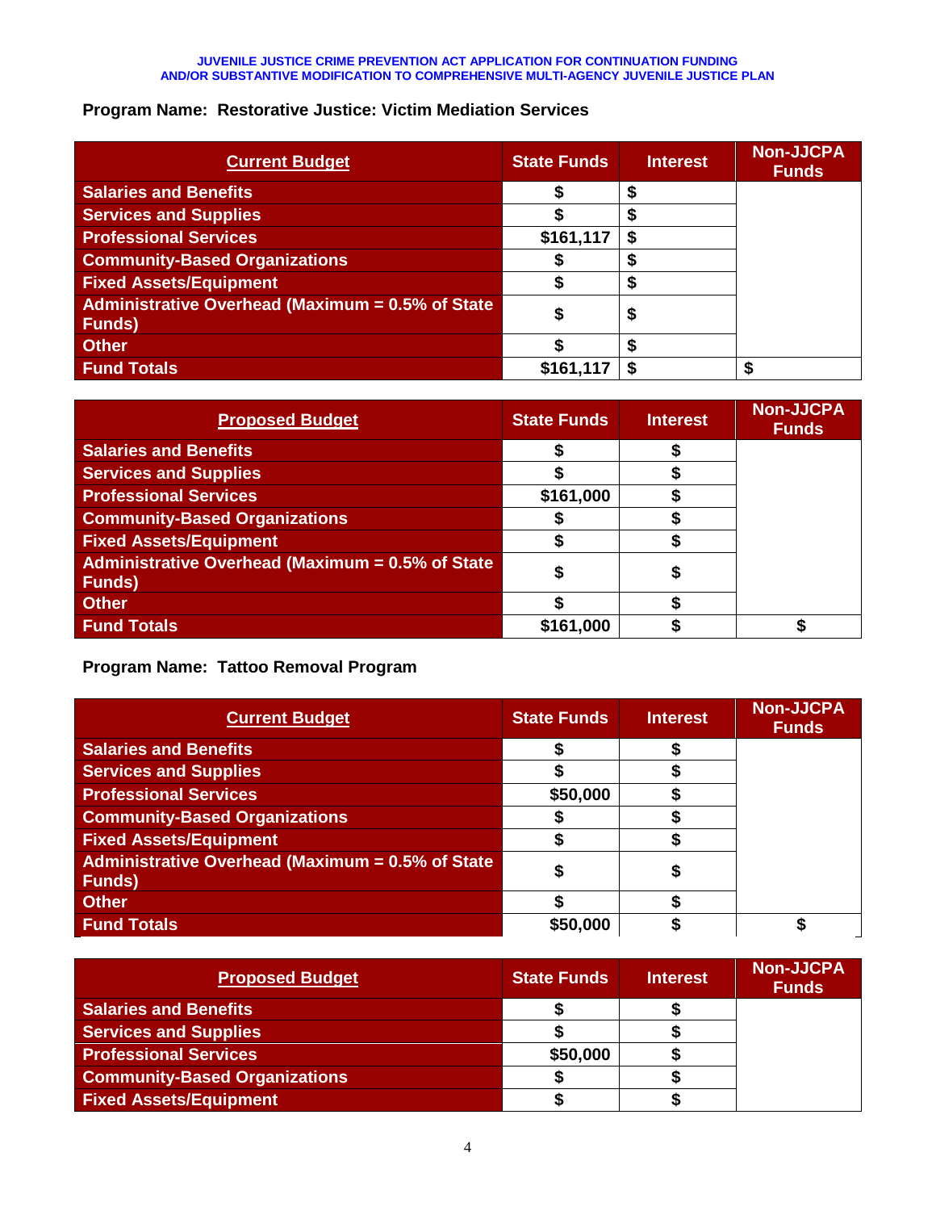**Program Name: Restorative Justice: Victim Mediation Services**

| Current Budget | State Funds | Interest | Non-JJCPA Funds |
|---|---|---|---|
| Salaries and Benefits | $ | $ | |
| Services and Supplies | $ | $ | |
| Professional Services | $161,117 | $ | |
| Community-Based Organizations | $ | $ | |
| Fixed Assets/Equipment | $ | $ | |
| Administrative Overhead (Maximum = 0.5% of State Funds) | $ | $ | |
| Other | $ | $ | |
| Fund Totals | $161,117 | $ | $ |

| Proposed Budget | State Funds | Interest | Non-JJCPA Funds |
|---|---|---|---|
| Salaries and Benefits | $ | $ | |
| Services and Supplies | $ | $ | |
| Professional Services | $161,000 | $ | |
| Community-Based Organizations | $ | $ | |
| Fixed Assets/Equipment | $ | $ | |
| Administrative Overhead (Maximum = 0.5% of State Funds) | $ | $ | |
| Other | $ | $ | |
| Fund Totals | $161,000 | $ | $ |

**Program Name: Tattoo Removal Program**

| Current Budget | State Funds | Interest | Non-JJCPA Funds |
|---|---|---|---|
| Salaries and Benefits | $ | $ | |
| Services and Supplies | $ | $ | |
| Professional Services | $50,000 | $ | |
| Community-Based Organizations | $ | $ | |
| Fixed Assets/Equipment | $ | $ | |
| Administrative Overhead (Maximum = 0.5% of State Funds) | $ | $ | |
| Other | $ | $ | |
| Fund Totals | $50,000 | $ | $ |

| Proposed Budget | State Funds | Interest | Non-JJCPA Funds |
|---|---|---|---|
| Salaries and Benefits | $ | $ | |
| Services and Supplies | $ | $ | |
| Professional Services | $50,000 | $ | |
| Community-Based Organizations | $ | $ | |
| Fixed Assets/Equipment | $ | $ | |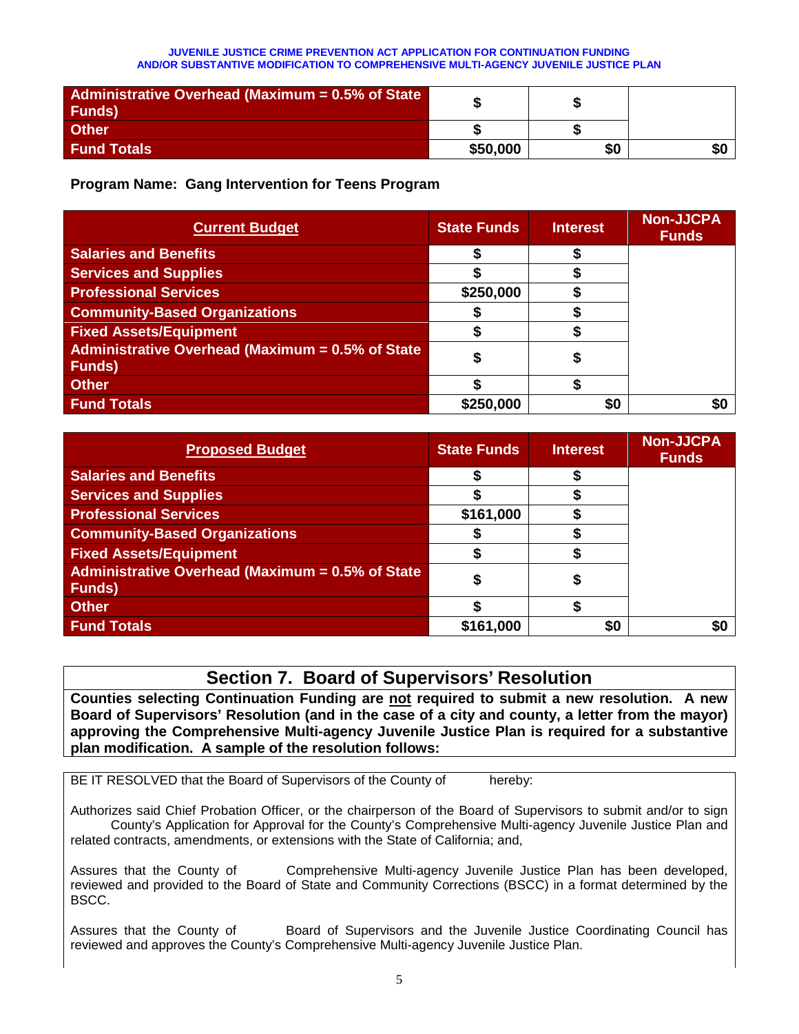| | | | |
|---|---|---|---|
| **Administrative Overhead (Maximum = 0.5% of State Funds)** | $ | $ | |
| **Other** | $ | $ | |
| **Fund Totals** | $50,000 | $0 | $0 |

**Program Name: Gang Intervention for Teens Program**

| **Current Budget** | **State Funds** | **Interest** | **Non-JJCPA Funds** |
|---|---|---|---|
| **Salaries and Benefits** | $ | $ | |
| **Services and Supplies** | $ | $ | |
| **Professional Services** | $250,000 | $ | |
| **Community-Based Organizations** | $ | $ | |
| **Fixed Assets/Equipment** | $ | $ | |
| **Administrative Overhead (Maximum = 0.5% of State Funds)** | $ | $ | |
| **Other** | $ | $ | |
| **Fund Totals** | $250,000 | $0 | $0 |

| **Proposed Budget** | **State Funds** | **Interest** | **Non-JJCPA Funds** |
|---|---|---|---|
| **Salaries and Benefits** | $ | $ | |
| **Services and Supplies** | $ | $ | |
| **Professional Services** | $161,000 | $ | |
| **Community-Based Organizations** | $ | $ | |
| **Fixed Assets/Equipment** | $ | $ | |
| **Administrative Overhead (Maximum = 0.5% of State Funds)** | $ | $ | |
| **Other** | $ | $ | |
| **Fund Totals** | $161,000 | $0 | $0 |

## Section 7. Board of Supervisors' Resolution

**Counties selecting Continuation Funding are not required to submit a new resolution. A new Board of Supervisors' Resolution (and in the case of a city and county, a letter from the mayor) approving the Comprehensive Multi-agency Juvenile Justice Plan is required for a substantive plan modification. A sample of the resolution follows:**

BE IT RESOLVED that the Board of Supervisors of the County of hereby:

Authorizes said Chief Probation Officer, or the chairperson of the Board of Supervisors to submit and/or to sign County's Application for Approval for the County's Comprehensive Multi-agency Juvenile Justice Plan and related contracts, amendments, or extensions with the State of California; and,

Assures that the County of Comprehensive Multi-agency Juvenile Justice Plan has been developed, reviewed and provided to the Board of State and Community Corrections (BSCC) in a format determined by the BSCC.

Assures that the County of Board of Supervisors and the Juvenile Justice Coordinating Council has reviewed and approves the County's Comprehensive Multi-agency Juvenile Justice Plan.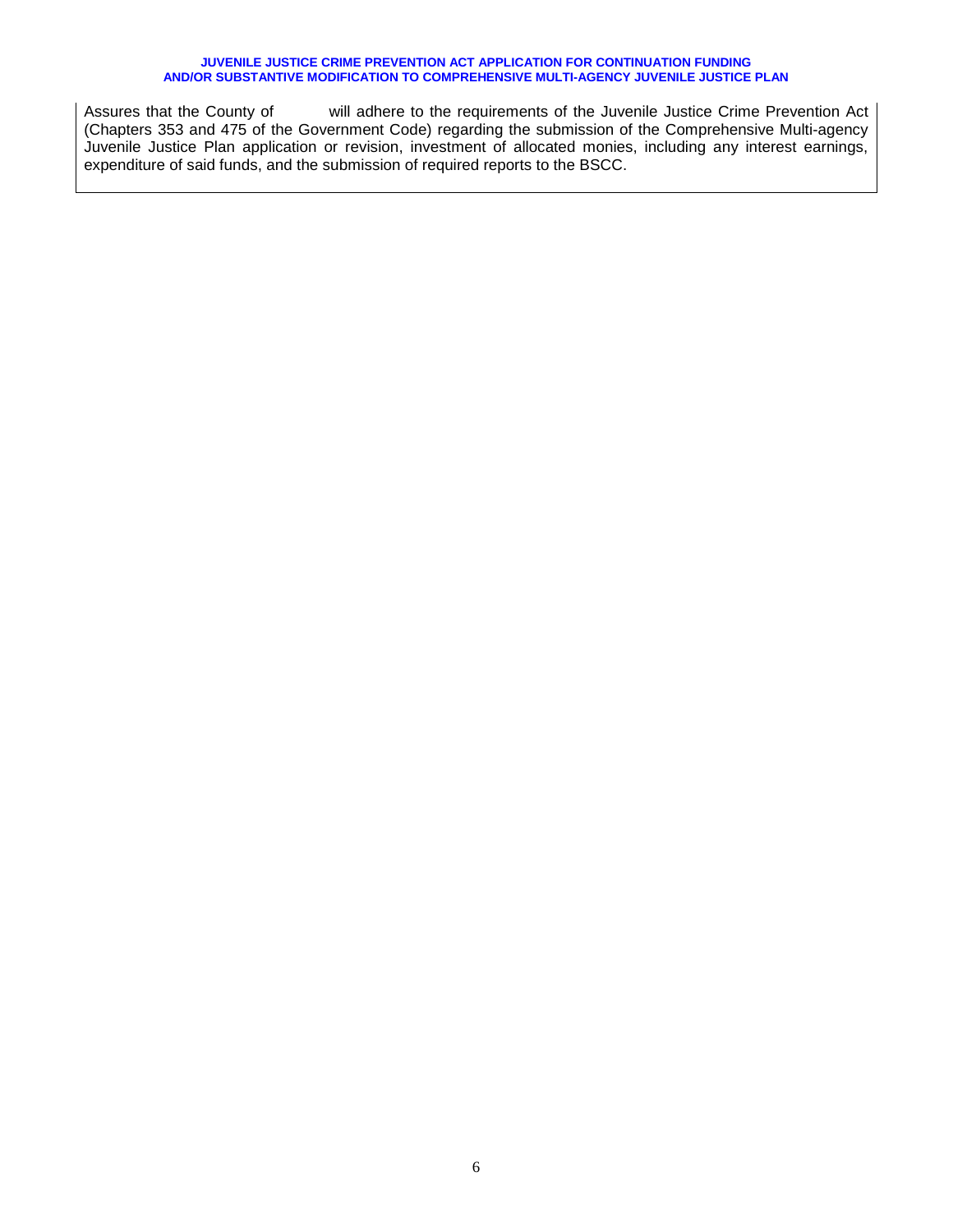Assures that the County of will adhere to the requirements of the Juvenile Justice Crime Prevention Act (Chapters 353 and 475 of the Government Code) regarding the submission of the Comprehensive Multi-agency Juvenile Justice Plan application or revision, investment of allocated monies, including any interest earnings, expenditure of said funds, and the submission of required reports to the BSCC.